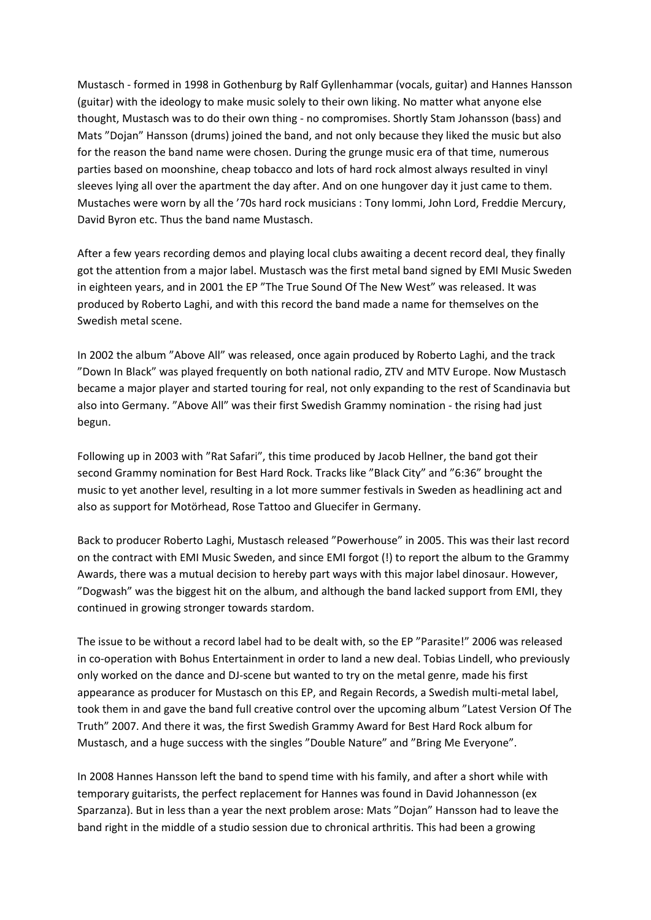Mustasch - formed in 1998 in Gothenburg by Ralf Gyllenhammar (vocals, guitar) and Hannes Hansson (guitar) with the ideology to make music solely to their own liking. No matter what anyone else thought, Mustasch was to do their own thing - no compromises. Shortly Stam Johansson (bass) and Mats ”Dojan” Hansson (drums) joined the band, and not only because they liked the music but also for the reason the band name were chosen. During the grunge music era of that time, numerous parties based on moonshine, cheap tobacco and lots of hard rock almost always resulted in vinyl sleeves lying all over the apartment the day after. And on one hungover day it just came to them. Mustaches were worn by all the ’70s hard rock musicians : Tony Iommi, John Lord, Freddie Mercury, David Byron etc. Thus the band name Mustasch.

After a few years recording demos and playing local clubs awaiting a decent record deal, they finally got the attention from a major label. Mustasch was the first metal band signed by EMI Music Sweden in eighteen years, and in 2001 the EP ”The True Sound Of The New West” was released. It was produced by Roberto Laghi, and with this record the band made a name for themselves on the Swedish metal scene.

In 2002 the album ”Above All” was released, once again produced by Roberto Laghi, and the track ”Down In Black” was played frequently on both national radio, ZTV and MTV Europe. Now Mustasch became a major player and started touring for real, not only expanding to the rest of Scandinavia but also into Germany. ”Above All” was their first Swedish Grammy nomination - the rising had just begun.

Following up in 2003 with ”Rat Safari”, this time produced by Jacob Hellner, the band got their second Grammy nomination for Best Hard Rock. Tracks like ”Black City” and ”6:36” brought the music to yet another level, resulting in a lot more summer festivals in Sweden as headlining act and also as support for Motörhead, Rose Tattoo and Gluecifer in Germany.

Back to producer Roberto Laghi, Mustasch released ”Powerhouse” in 2005. This was their last record on the contract with EMI Music Sweden, and since EMI forgot (!) to report the album to the Grammy Awards, there was a mutual decision to hereby part ways with this major label dinosaur. However, ”Dogwash” was the biggest hit on the album, and although the band lacked support from EMI, they continued in growing stronger towards stardom.

The issue to be without a record label had to be dealt with, so the EP ”Parasite!” 2006 was released in co-operation with Bohus Entertainment in order to land a new deal. Tobias Lindell, who previously only worked on the dance and DJ-scene but wanted to try on the metal genre, made his first appearance as producer for Mustasch on this EP, and Regain Records, a Swedish multi-metal label, took them in and gave the band full creative control over the upcoming album ”Latest Version Of The Truth” 2007. And there it was, the first Swedish Grammy Award for Best Hard Rock album for Mustasch, and a huge success with the singles ”Double Nature” and ”Bring Me Everyone”.

In 2008 Hannes Hansson left the band to spend time with his family, and after a short while with temporary guitarists, the perfect replacement for Hannes was found in David Johannesson (ex Sparzanza). But in less than a year the next problem arose: Mats ”Dojan” Hansson had to leave the band right in the middle of a studio session due to chronical arthritis. This had been a growing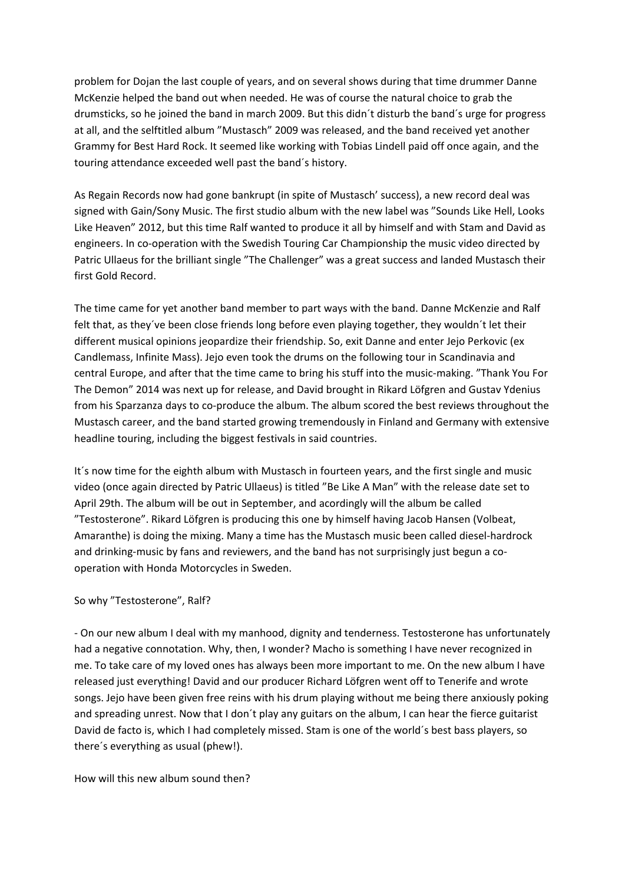problem for Dojan the last couple of years, and on several shows during that time drummer Danne McKenzie helped the band out when needed. He was of course the natural choice to grab the drumsticks, so he joined the band in march 2009. But this didn´t disturb the band´s urge for progress at all, and the selftitled album ”Mustasch” 2009 was released, and the band received yet another Grammy for Best Hard Rock. It seemed like working with Tobias Lindell paid off once again, and the touring attendance exceeded well past the band´s history.

As Regain Records now had gone bankrupt (in spite of Mustasch’ success), a new record deal was signed with Gain/Sony Music. The first studio album with the new label was ”Sounds Like Hell, Looks Like Heaven” 2012, but this time Ralf wanted to produce it all by himself and with Stam and David as engineers. In co-operation with the Swedish Touring Car Championship the music video directed by Patric Ullaeus for the brilliant single ”The Challenger” was a great success and landed Mustasch their first Gold Record.

The time came for yet another band member to part ways with the band. Danne McKenzie and Ralf felt that, as they´ve been close friends long before even playing together, they wouldn´t let their different musical opinions jeopardize their friendship. So, exit Danne and enter Jejo Perkovic (ex Candlemass, Infinite Mass). Jejo even took the drums on the following tour in Scandinavia and central Europe, and after that the time came to bring his stuff into the music-making. ”Thank You For The Demon” 2014 was next up for release, and David brought in Rikard Löfgren and Gustav Ydenius from his Sparzanza days to co-produce the album. The album scored the best reviews throughout the Mustasch career, and the band started growing tremendously in Finland and Germany with extensive headline touring, including the biggest festivals in said countries.

It´s now time for the eighth album with Mustasch in fourteen years, and the first single and music video (once again directed by Patric Ullaeus) is titled ”Be Like A Man” with the release date set to April 29th. The album will be out in September, and acordingly will the album be called ”Testosterone”. Rikard Löfgren is producing this one by himself having Jacob Hansen (Volbeat, Amaranthe) is doing the mixing. Many a time has the Mustasch music been called diesel-hardrock and drinking-music by fans and reviewers, and the band has not surprisingly just begun a co-operation with Honda Motorcycles in Sweden.

So why ”Testosterone”, Ralf?

- On our new album I deal with my manhood, dignity and tenderness. Testosterone has unfortunately had a negative connotation. Why, then, I wonder? Macho is something I have never recognized in me. To take care of my loved ones has always been more important to me. On the new album I have released just everything! David and our producer Richard Löfgren went off to Tenerife and wrote songs. Jejo have been given free reins with his drum playing without me being there anxiously poking and spreading unrest. Now that I don´t play any guitars on the album, I can hear the fierce guitarist David de facto is, which I had completely missed. Stam is one of the world´s best bass players, so there´s everything as usual (phew!).

How will this new album sound then?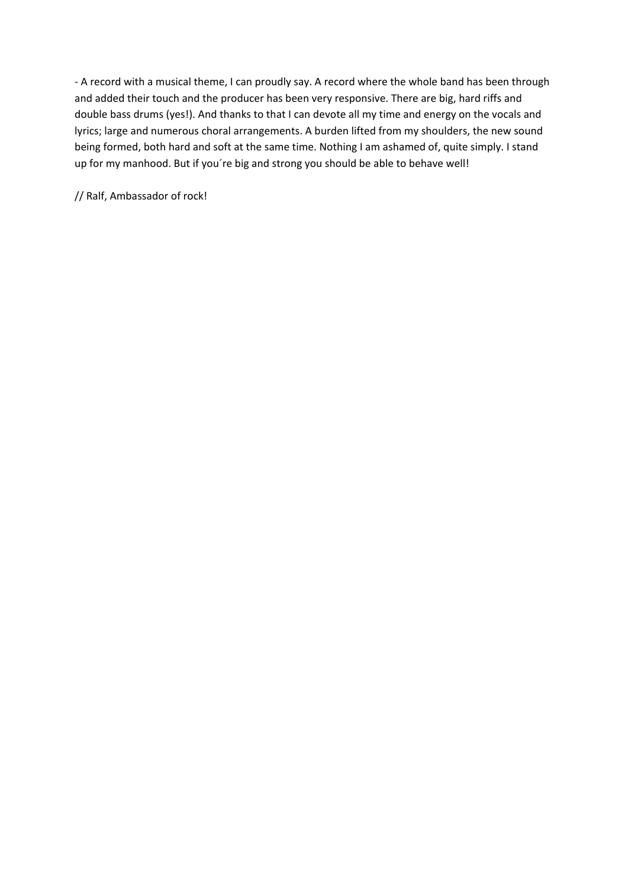- A record with a musical theme, I can proudly say. A record where the whole band has been through and added their touch and the producer has been very responsive. There are big, hard riffs and double bass drums (yes!). And thanks to that I can devote all my time and energy on the vocals and lyrics; large and numerous choral arrangements. A burden lifted from my shoulders, the new sound being formed, both hard and soft at the same time. Nothing I am ashamed of, quite simply. I stand up for my manhood. But if you´re big and strong you should be able to behave well!

// Ralf, Ambassador of rock!